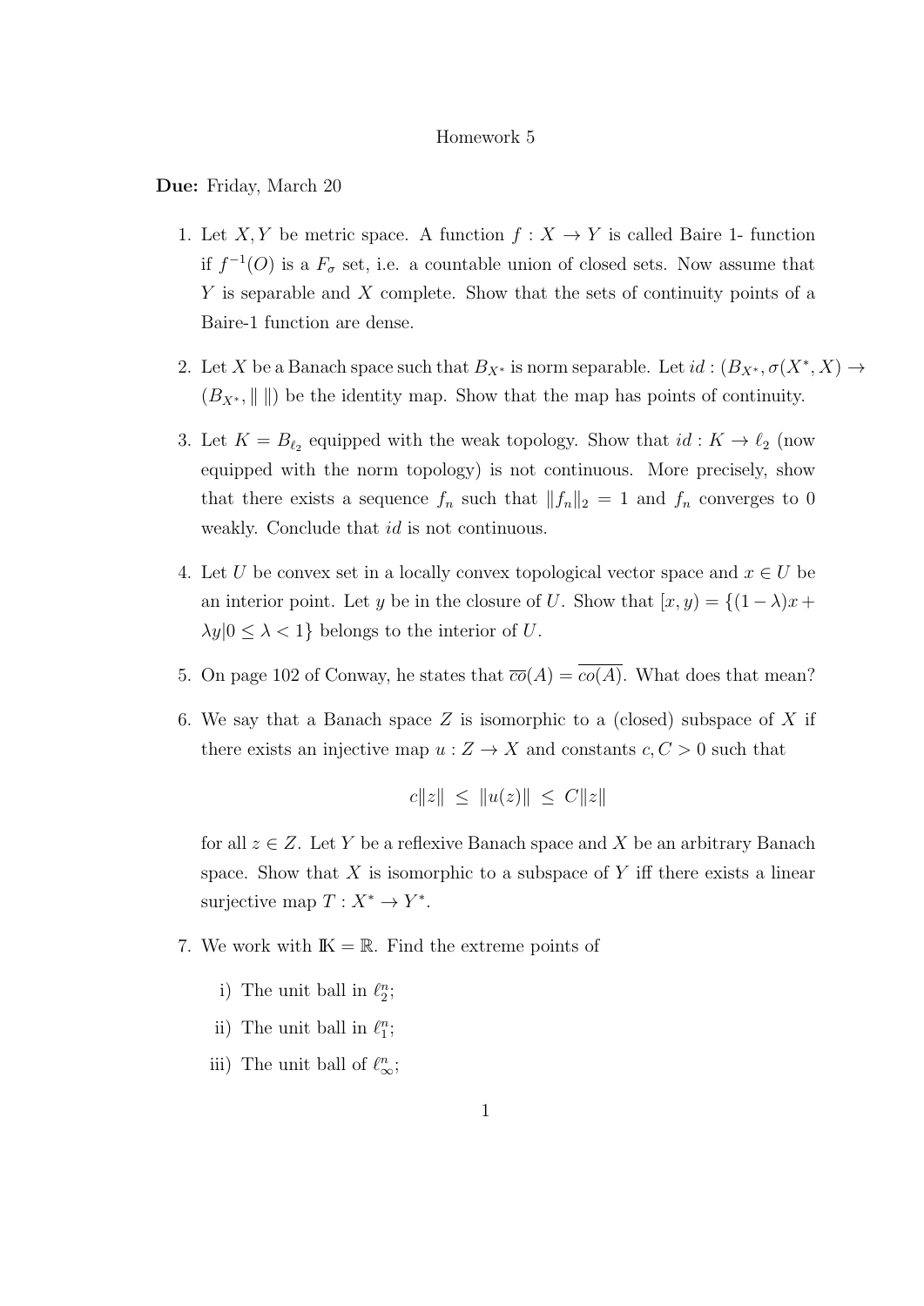Homework 5

**Due:** Friday, March 20

1. Let $X, Y$ be metric space. A function $f : X \to Y$ is called Baire 1- function if $f^{-1}(O)$ is a $F_\sigma$ set, i.e. a countable union of closed sets. Now assume that $Y$ is separable and $X$ complete. Show that the sets of continuity points of a Baire-1 function are dense.

2. Let $X$ be a Banach space such that $B_{X^*}$ is norm separable. Let $id : (B_{X^*}, \sigma(X^*, X) \to (B_{X^*}, \| \|)$ be the identity map. Show that the map has points of continuity.

3. Let $K = B_{\ell_2}$ equipped with the weak topology. Show that $id : K \to \ell_2$ (now equipped with the norm topology) is not continuous. More precisely, show that there exists a sequence $f_n$ such that $\|f_n\|_2 = 1$ and $f_n$ converges to 0 weakly. Conclude that $id$ is not continuous.

4. Let $U$ be convex set in a locally convex topological vector space and $x \in U$ be an interior point. Let $y$ be in the closure of $U$. Show that $[x, y) = \{(1-\lambda)x + \lambda y | 0 \leq \lambda < 1\}$ belongs to the interior of $U$.

5. On page 102 of Conway, he states that $\overline{co}(A) = \overline{co(A)}$. What does that mean?

6. We say that a Banach space $Z$ is isomorphic to a (closed) subspace of $X$ if there exists an injective map $u : Z \to X$ and constants $c, C > 0$ such that

$$c\|z\| \ \leq \ \|u(z)\| \ \leq \ C\|z\|$$

for all $z \in Z$. Let $Y$ be a reflexive Banach space and $X$ be an arbitrary Banach space. Show that $X$ is isomorphic to a subspace of $Y$ iff there exists a linear surjective map $T : X^* \to Y^*$.

7. We work with $\mathbb{K} = \mathbb{R}$. Find the extreme points of

   i) The unit ball in $\ell_2^n$;

   ii) The unit ball in $\ell_1^n$;

   iii) The unit ball of $\ell_\infty^n$;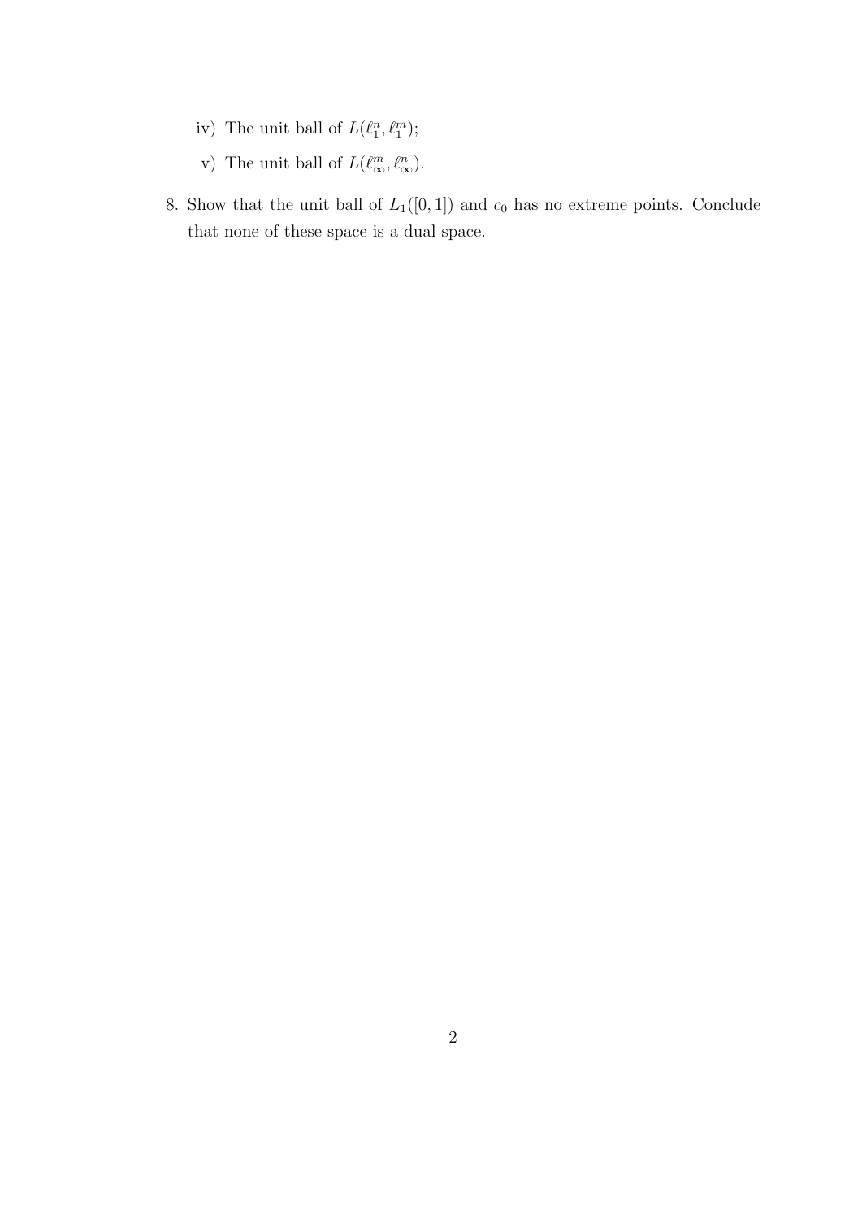iv) The unit ball of $L(\ell_1^n, \ell_1^m)$;

v) The unit ball of $L(\ell_\infty^m, \ell_\infty^n)$.

8. Show that the unit ball of $L_1([0,1])$ and $c_0$ has no extreme points. Conclude that none of these space is a dual space.